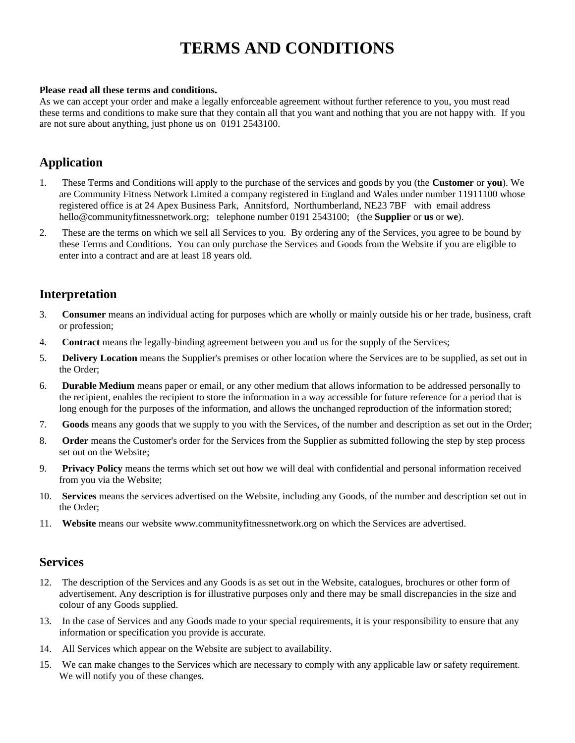# TERMS AND CONDITIONS

**Please read all these terms and conditions.**

As we can accept your order and make a legally enforceable agreement without further reference to you, you must read these terms and conditions to make sure that they contain all that you want and nothing that you are not happy with. If you are not sure about anything, just phone us on 0191 2543100.

## Application

1. These Terms and Conditions will apply to the purchase of the services and goods by you (the **Customer** or **you**). We are Community Fitness Network Limited a company registered in England and Wales under number 11911100 whose registered office is at 24 Apex Business Park, Annitsford, Northumberland, NE23 7BF with email address hello@communityfitnessnetwork.org; telephone number 0191 2543100; (the **Supplier** or **us** or **we**).
2. These are the terms on which we sell all Services to you. By ordering any of the Services, you agree to be bound by these Terms and Conditions. You can only purchase the Services and Goods from the Website if you are eligible to enter into a contract and are at least 18 years old.

## Interpretation

3. **Consumer** means an individual acting for purposes which are wholly or mainly outside his or her trade, business, craft or profession;
4. **Contract** means the legally-binding agreement between you and us for the supply of the Services;
5. **Delivery Location** means the Supplier's premises or other location where the Services are to be supplied, as set out in the Order;
6. **Durable Medium** means paper or email, or any other medium that allows information to be addressed personally to the recipient, enables the recipient to store the information in a way accessible for future reference for a period that is long enough for the purposes of the information, and allows the unchanged reproduction of the information stored;
7. **Goods** means any goods that we supply to you with the Services, of the number and description as set out in the Order;
8. **Order** means the Customer's order for the Services from the Supplier as submitted following the step by step process set out on the Website;
9. **Privacy Policy** means the terms which set out how we will deal with confidential and personal information received from you via the Website;
10. **Services** means the services advertised on the Website, including any Goods, of the number and description set out in the Order;
11. **Website** means our website www.communityfitnessnetwork.org on which the Services are advertised.

## Services

12. The description of the Services and any Goods is as set out in the Website, catalogues, brochures or other form of advertisement. Any description is for illustrative purposes only and there may be small discrepancies in the size and colour of any Goods supplied.
13. In the case of Services and any Goods made to your special requirements, it is your responsibility to ensure that any information or specification you provide is accurate.
14. All Services which appear on the Website are subject to availability.
15. We can make changes to the Services which are necessary to comply with any applicable law or safety requirement. We will notify you of these changes.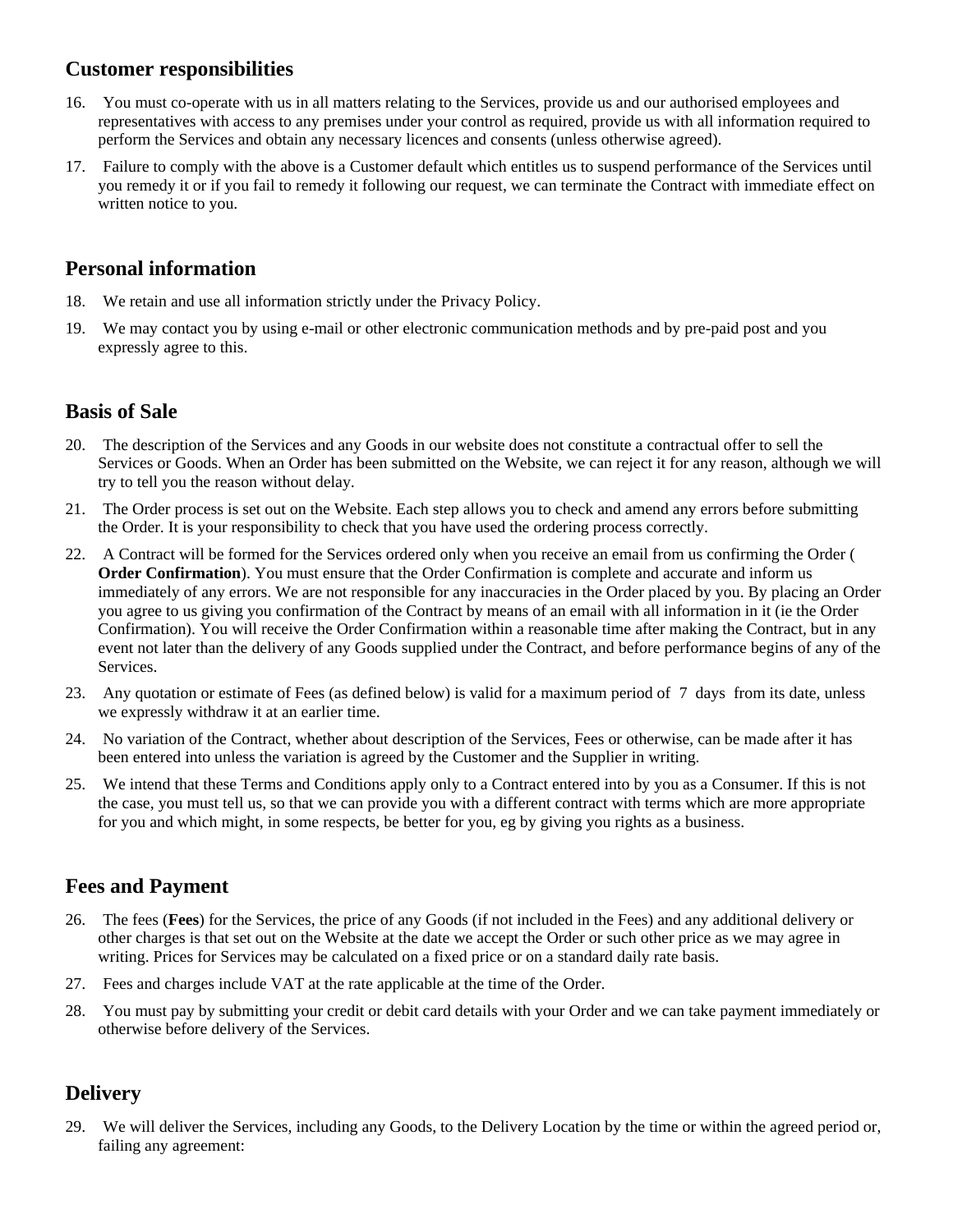## Customer responsibilities

16. You must co-operate with us in all matters relating to the Services, provide us and our authorised employees and representatives with access to any premises under your control as required, provide us with all information required to perform the Services and obtain any necessary licences and consents (unless otherwise agreed).
17. Failure to comply with the above is a Customer default which entitles us to suspend performance of the Services until you remedy it or if you fail to remedy it following our request, we can terminate the Contract with immediate effect on written notice to you.

## Personal information

18. We retain and use all information strictly under the Privacy Policy.
19. We may contact you by using e-mail or other electronic communication methods and by pre-paid post and you expressly agree to this.

## Basis of Sale

20. The description of the Services and any Goods in our website does not constitute a contractual offer to sell the Services or Goods. When an Order has been submitted on the Website, we can reject it for any reason, although we will try to tell you the reason without delay.
21. The Order process is set out on the Website. Each step allows you to check and amend any errors before submitting the Order. It is your responsibility to check that you have used the ordering process correctly.
22. A Contract will be formed for the Services ordered only when you receive an email from us confirming the Order ( **Order Confirmation**). You must ensure that the Order Confirmation is complete and accurate and inform us immediately of any errors. We are not responsible for any inaccuracies in the Order placed by you. By placing an Order you agree to us giving you confirmation of the Contract by means of an email with all information in it (ie the Order Confirmation). You will receive the Order Confirmation within a reasonable time after making the Contract, but in any event not later than the delivery of any Goods supplied under the Contract, and before performance begins of any of the Services.
23. Any quotation or estimate of Fees (as defined below) is valid for a maximum period of 7 days from its date, unless we expressly withdraw it at an earlier time.
24. No variation of the Contract, whether about description of the Services, Fees or otherwise, can be made after it has been entered into unless the variation is agreed by the Customer and the Supplier in writing.
25. We intend that these Terms and Conditions apply only to a Contract entered into by you as a Consumer. If this is not the case, you must tell us, so that we can provide you with a different contract with terms which are more appropriate for you and which might, in some respects, be better for you, eg by giving you rights as a business.

## Fees and Payment

26. The fees (**Fees**) for the Services, the price of any Goods (if not included in the Fees) and any additional delivery or other charges is that set out on the Website at the date we accept the Order or such other price as we may agree in writing. Prices for Services may be calculated on a fixed price or on a standard daily rate basis.
27. Fees and charges include VAT at the rate applicable at the time of the Order.
28. You must pay by submitting your credit or debit card details with your Order and we can take payment immediately or otherwise before delivery of the Services.

## Delivery

29. We will deliver the Services, including any Goods, to the Delivery Location by the time or within the agreed period or, failing any agreement: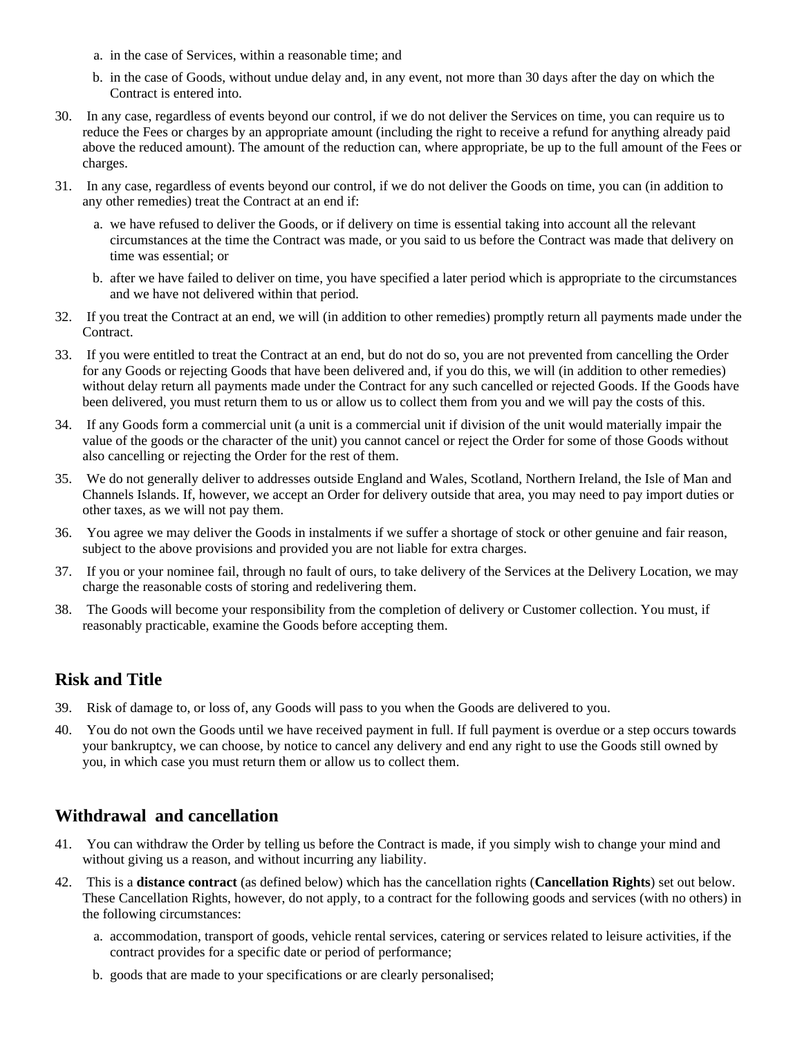a. in the case of Services, within a reasonable time; and

   b. in the case of Goods, without undue delay and, in any event, not more than 30 days after the day on which the Contract is entered into.

30. In any case, regardless of events beyond our control, if we do not deliver the Services on time, you can require us to reduce the Fees or charges by an appropriate amount (including the right to receive a refund for anything already paid above the reduced amount). The amount of the reduction can, where appropriate, be up to the full amount of the Fees or charges.

31. In any case, regardless of events beyond our control, if we do not deliver the Goods on time, you can (in addition to any other remedies) treat the Contract at an end if:

    a. we have refused to deliver the Goods, or if delivery on time is essential taking into account all the relevant circumstances at the time the Contract was made, or you said to us before the Contract was made that delivery on time was essential; or

    b. after we have failed to deliver on time, you have specified a later period which is appropriate to the circumstances and we have not delivered within that period.

32. If you treat the Contract at an end, we will (in addition to other remedies) promptly return all payments made under the Contract.

33. If you were entitled to treat the Contract at an end, but do not do so, you are not prevented from cancelling the Order for any Goods or rejecting Goods that have been delivered and, if you do this, we will (in addition to other remedies) without delay return all payments made under the Contract for any such cancelled or rejected Goods. If the Goods have been delivered, you must return them to us or allow us to collect them from you and we will pay the costs of this.

34. If any Goods form a commercial unit (a unit is a commercial unit if division of the unit would materially impair the value of the goods or the character of the unit) you cannot cancel or reject the Order for some of those Goods without also cancelling or rejecting the Order for the rest of them.

35. We do not generally deliver to addresses outside England and Wales, Scotland, Northern Ireland, the Isle of Man and Channels Islands. If, however, we accept an Order for delivery outside that area, you may need to pay import duties or other taxes, as we will not pay them.

36. You agree we may deliver the Goods in instalments if we suffer a shortage of stock or other genuine and fair reason, subject to the above provisions and provided you are not liable for extra charges.

37. If you or your nominee fail, through no fault of ours, to take delivery of the Services at the Delivery Location, we may charge the reasonable costs of storing and redelivering them.

38. The Goods will become your responsibility from the completion of delivery or Customer collection. You must, if reasonably practicable, examine the Goods before accepting them.

## Risk and Title

39. Risk of damage to, or loss of, any Goods will pass to you when the Goods are delivered to you.

40. You do not own the Goods until we have received payment in full. If full payment is overdue or a step occurs towards your bankruptcy, we can choose, by notice to cancel any delivery and end any right to use the Goods still owned by you, in which case you must return them or allow us to collect them.

## Withdrawal and cancellation

41. You can withdraw the Order by telling us before the Contract is made, if you simply wish to change your mind and without giving us a reason, and without incurring any liability.

42. This is a **distance contract** (as defined below) which has the cancellation rights (**Cancellation Rights**) set out below. These Cancellation Rights, however, do not apply, to a contract for the following goods and services (with no others) in the following circumstances:

    a. accommodation, transport of goods, vehicle rental services, catering or services related to leisure activities, if the contract provides for a specific date or period of performance;

    b. goods that are made to your specifications or are clearly personalised;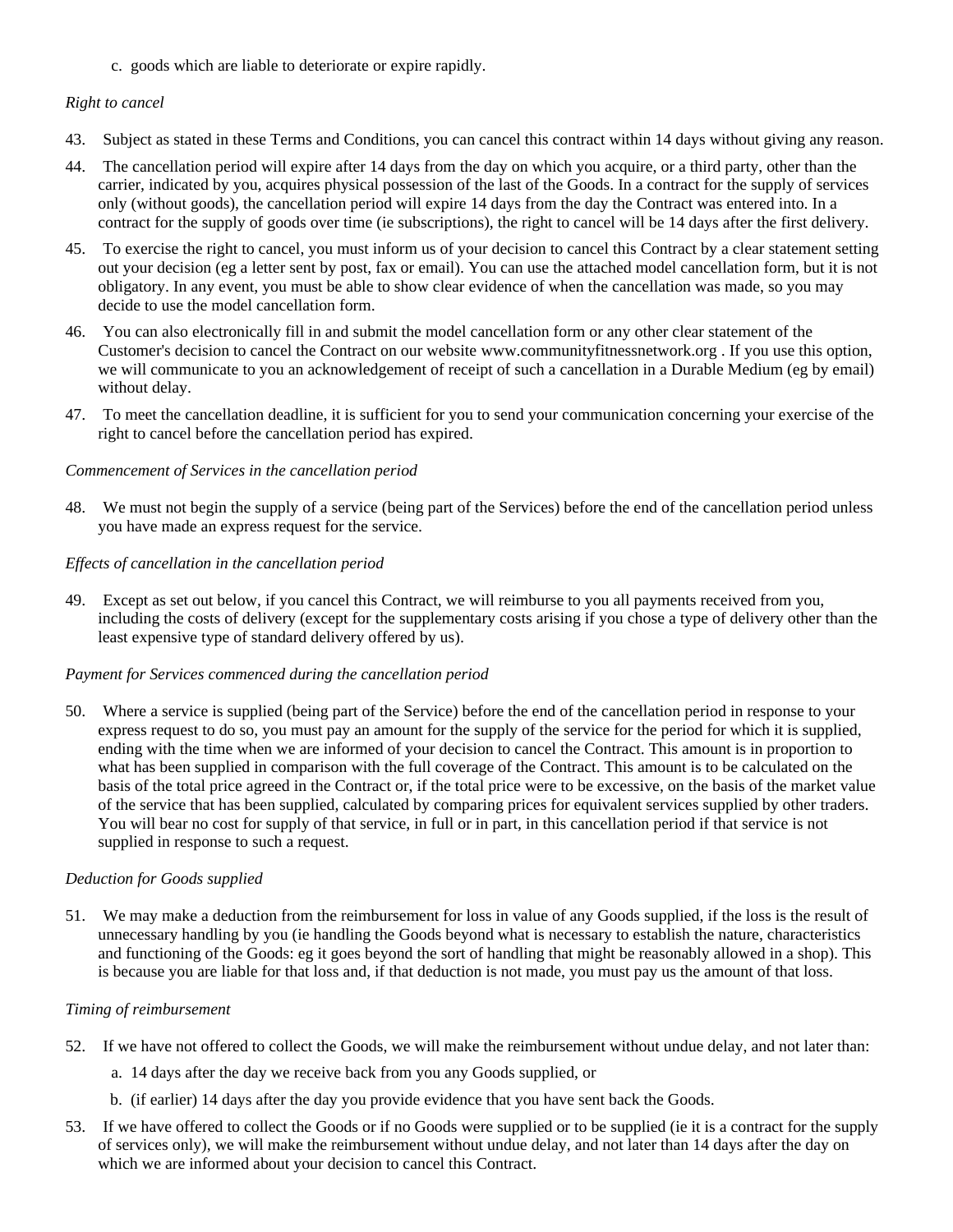c. goods which are liable to deteriorate or expire rapidly.

*Right to cancel*

43. Subject as stated in these Terms and Conditions, you can cancel this contract within 14 days without giving any reason.

44. The cancellation period will expire after 14 days from the day on which you acquire, or a third party, other than the carrier, indicated by you, acquires physical possession of the last of the Goods. In a contract for the supply of services only (without goods), the cancellation period will expire 14 days from the day the Contract was entered into. In a contract for the supply of goods over time (ie subscriptions), the right to cancel will be 14 days after the first delivery.

45. To exercise the right to cancel, you must inform us of your decision to cancel this Contract by a clear statement setting out your decision (eg a letter sent by post, fax or email). You can use the attached model cancellation form, but it is not obligatory. In any event, you must be able to show clear evidence of when the cancellation was made, so you may decide to use the model cancellation form.

46. You can also electronically fill in and submit the model cancellation form or any other clear statement of the Customer's decision to cancel the Contract on our website www.communityfitnessnetwork.org . If you use this option, we will communicate to you an acknowledgement of receipt of such a cancellation in a Durable Medium (eg by email) without delay.

47. To meet the cancellation deadline, it is sufficient for you to send your communication concerning your exercise of the right to cancel before the cancellation period has expired.

*Commencement of Services in the cancellation period*

48. We must not begin the supply of a service (being part of the Services) before the end of the cancellation period unless you have made an express request for the service.

*Effects of cancellation in the cancellation period*

49. Except as set out below, if you cancel this Contract, we will reimburse to you all payments received from you, including the costs of delivery (except for the supplementary costs arising if you chose a type of delivery other than the least expensive type of standard delivery offered by us).

*Payment for Services commenced during the cancellation period*

50. Where a service is supplied (being part of the Service) before the end of the cancellation period in response to your express request to do so, you must pay an amount for the supply of the service for the period for which it is supplied, ending with the time when we are informed of your decision to cancel the Contract. This amount is in proportion to what has been supplied in comparison with the full coverage of the Contract. This amount is to be calculated on the basis of the total price agreed in the Contract or, if the total price were to be excessive, on the basis of the market value of the service that has been supplied, calculated by comparing prices for equivalent services supplied by other traders. You will bear no cost for supply of that service, in full or in part, in this cancellation period if that service is not supplied in response to such a request.

*Deduction for Goods supplied*

51. We may make a deduction from the reimbursement for loss in value of any Goods supplied, if the loss is the result of unnecessary handling by you (ie handling the Goods beyond what is necessary to establish the nature, characteristics and functioning of the Goods: eg it goes beyond the sort of handling that might be reasonably allowed in a shop). This is because you are liable for that loss and, if that deduction is not made, you must pay us the amount of that loss.

*Timing of reimbursement*

52. If we have not offered to collect the Goods, we will make the reimbursement without undue delay, and not later than:

    a. 14 days after the day we receive back from you any Goods supplied, or

    b. (if earlier) 14 days after the day you provide evidence that you have sent back the Goods.

53. If we have offered to collect the Goods or if no Goods were supplied or to be supplied (ie it is a contract for the supply of services only), we will make the reimbursement without undue delay, and not later than 14 days after the day on which we are informed about your decision to cancel this Contract.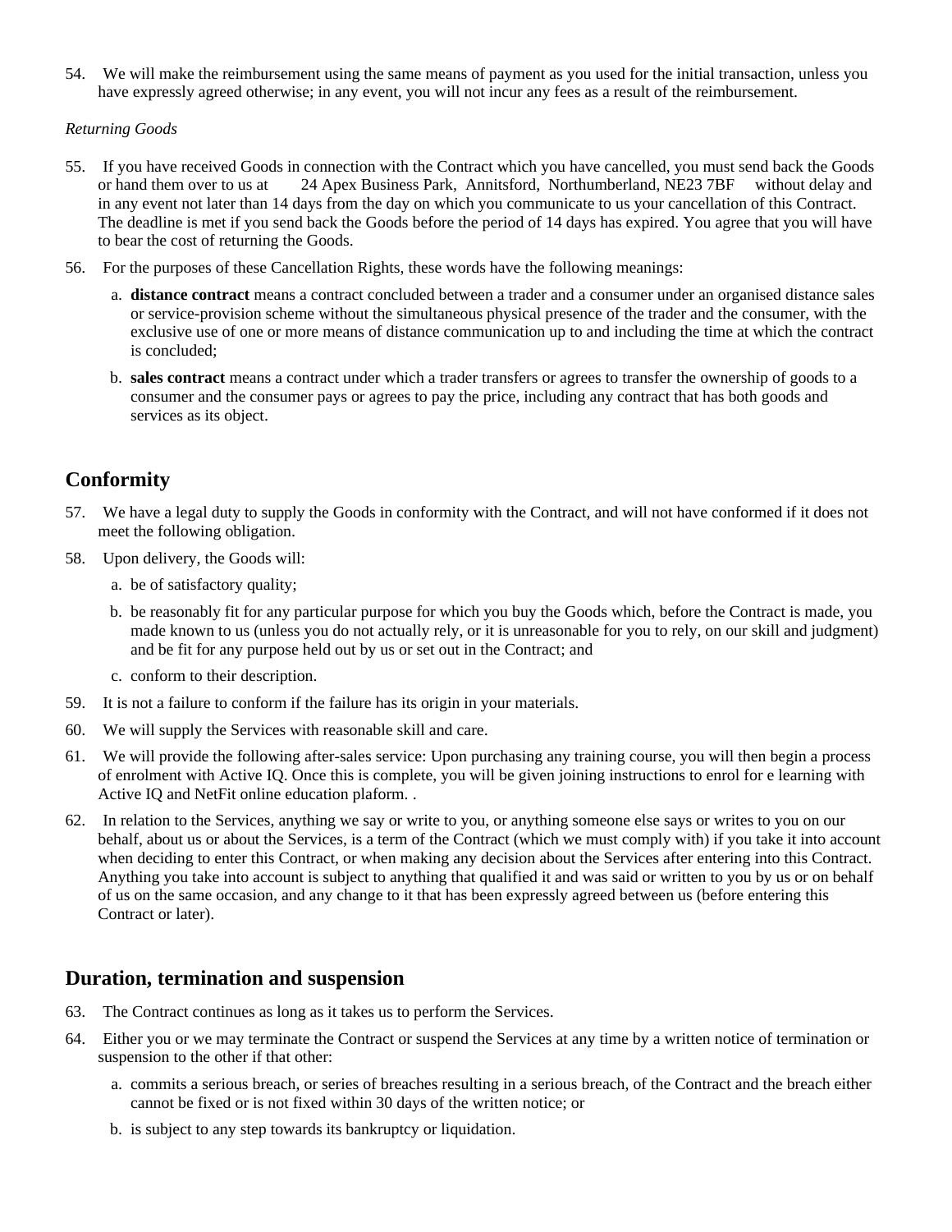54. We will make the reimbursement using the same means of payment as you used for the initial transaction, unless you have expressly agreed otherwise; in any event, you will not incur any fees as a result of the reimbursement.

*Returning Goods*

55. If you have received Goods in connection with the Contract which you have cancelled, you must send back the Goods or hand them over to us at 24 Apex Business Park, Annitsford, Northumberland, NE23 7BF without delay and in any event not later than 14 days from the day on which you communicate to us your cancellation of this Contract. The deadline is met if you send back the Goods before the period of 14 days has expired. You agree that you will have to bear the cost of returning the Goods.

56. For the purposes of these Cancellation Rights, these words have the following meanings:

    a. **distance contract** means a contract concluded between a trader and a consumer under an organised distance sales or service-provision scheme without the simultaneous physical presence of the trader and the consumer, with the exclusive use of one or more means of distance communication up to and including the time at which the contract is concluded;

    b. **sales contract** means a contract under which a trader transfers or agrees to transfer the ownership of goods to a consumer and the consumer pays or agrees to pay the price, including any contract that has both goods and services as its object.

## Conformity

57. We have a legal duty to supply the Goods in conformity with the Contract, and will not have conformed if it does not meet the following obligation.

58. Upon delivery, the Goods will:

    a. be of satisfactory quality;

    b. be reasonably fit for any particular purpose for which you buy the Goods which, before the Contract is made, you made known to us (unless you do not actually rely, or it is unreasonable for you to rely, on our skill and judgment) and be fit for any purpose held out by us or set out in the Contract; and

    c. conform to their description.

59. It is not a failure to conform if the failure has its origin in your materials.

60. We will supply the Services with reasonable skill and care.

61. We will provide the following after-sales service: Upon purchasing any training course, you will then begin a process of enrolment with Active IQ. Once this is complete, you will be given joining instructions to enrol for e learning with Active IQ and NetFit online education plaform. .

62. In relation to the Services, anything we say or write to you, or anything someone else says or writes to you on our behalf, about us or about the Services, is a term of the Contract (which we must comply with) if you take it into account when deciding to enter this Contract, or when making any decision about the Services after entering into this Contract. Anything you take into account is subject to anything that qualified it and was said or written to you by us or on behalf of us on the same occasion, and any change to it that has been expressly agreed between us (before entering this Contract or later).

## Duration, termination and suspension

63. The Contract continues as long as it takes us to perform the Services.

64. Either you or we may terminate the Contract or suspend the Services at any time by a written notice of termination or suspension to the other if that other:

    a. commits a serious breach, or series of breaches resulting in a serious breach, of the Contract and the breach either cannot be fixed or is not fixed within 30 days of the written notice; or

    b. is subject to any step towards its bankruptcy or liquidation.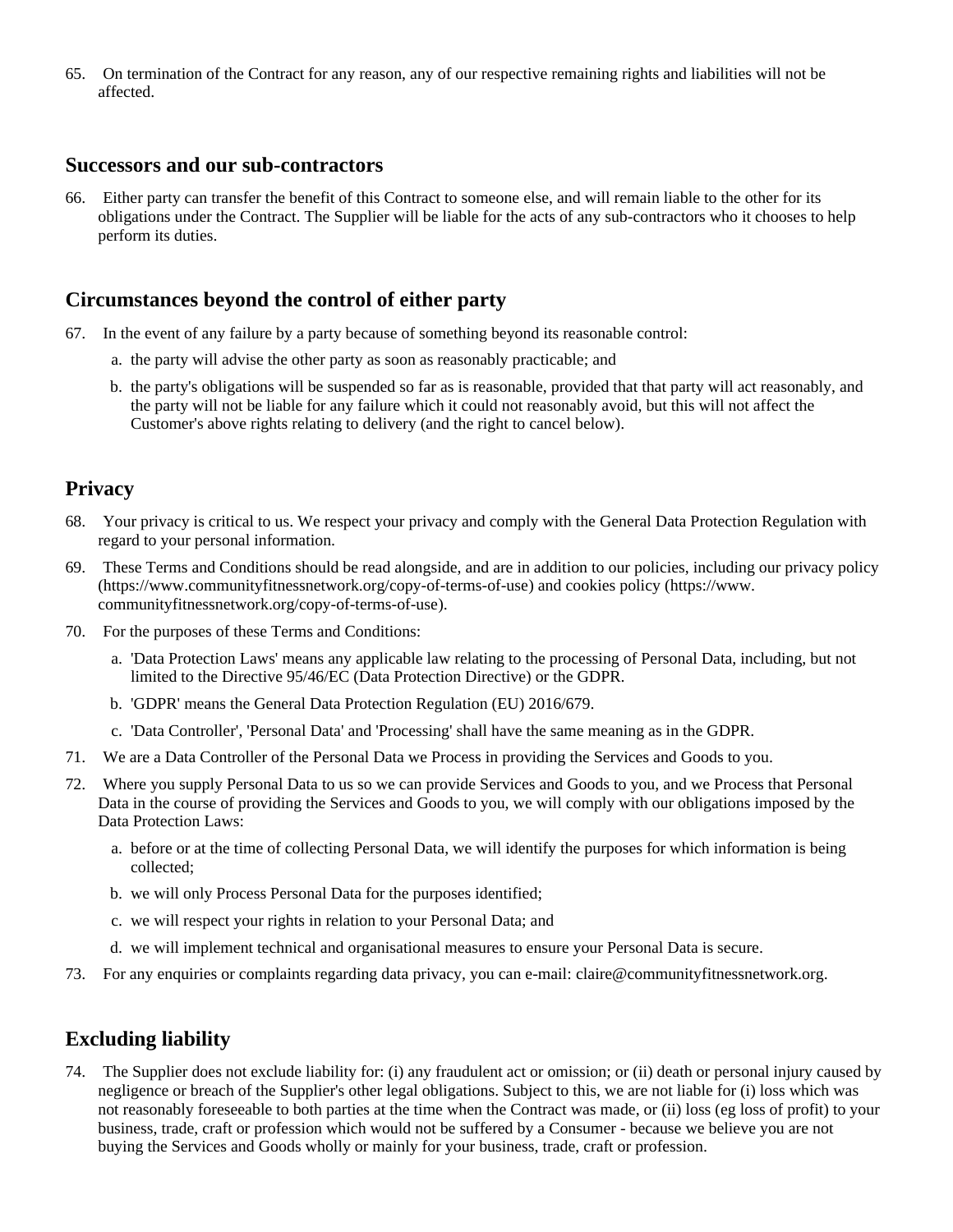65. On termination of the Contract for any reason, any of our respective remaining rights and liabilities will not be affected.

## Successors and our sub-contractors

66. Either party can transfer the benefit of this Contract to someone else, and will remain liable to the other for its obligations under the Contract. The Supplier will be liable for the acts of any sub-contractors who it chooses to help perform its duties.

## Circumstances beyond the control of either party

67. In the event of any failure by a party because of something beyond its reasonable control:

    a. the party will advise the other party as soon as reasonably practicable; and

    b. the party's obligations will be suspended so far as is reasonable, provided that that party will act reasonably, and the party will not be liable for any failure which it could not reasonably avoid, but this will not affect the Customer's above rights relating to delivery (and the right to cancel below).

## Privacy

68. Your privacy is critical to us. We respect your privacy and comply with the General Data Protection Regulation with regard to your personal information.

69. These Terms and Conditions should be read alongside, and are in addition to our policies, including our privacy policy (https://www.communityfitnessnetwork.org/copy-of-terms-of-use) and cookies policy (https://www.communityfitnessnetwork.org/copy-of-terms-of-use).

70. For the purposes of these Terms and Conditions:

    a. 'Data Protection Laws' means any applicable law relating to the processing of Personal Data, including, but not limited to the Directive 95/46/EC (Data Protection Directive) or the GDPR.

    b. 'GDPR' means the General Data Protection Regulation (EU) 2016/679.

    c. 'Data Controller', 'Personal Data' and 'Processing' shall have the same meaning as in the GDPR.

71. We are a Data Controller of the Personal Data we Process in providing the Services and Goods to you.

72. Where you supply Personal Data to us so we can provide Services and Goods to you, and we Process that Personal Data in the course of providing the Services and Goods to you, we will comply with our obligations imposed by the Data Protection Laws:

    a. before or at the time of collecting Personal Data, we will identify the purposes for which information is being collected;

    b. we will only Process Personal Data for the purposes identified;

    c. we will respect your rights in relation to your Personal Data; and

    d. we will implement technical and organisational measures to ensure your Personal Data is secure.

73. For any enquiries or complaints regarding data privacy, you can e-mail: claire@communityfitnessnetwork.org.

## Excluding liability

74. The Supplier does not exclude liability for: (i) any fraudulent act or omission; or (ii) death or personal injury caused by negligence or breach of the Supplier's other legal obligations. Subject to this, we are not liable for (i) loss which was not reasonably foreseeable to both parties at the time when the Contract was made, or (ii) loss (eg loss of profit) to your business, trade, craft or profession which would not be suffered by a Consumer - because we believe you are not buying the Services and Goods wholly or mainly for your business, trade, craft or profession.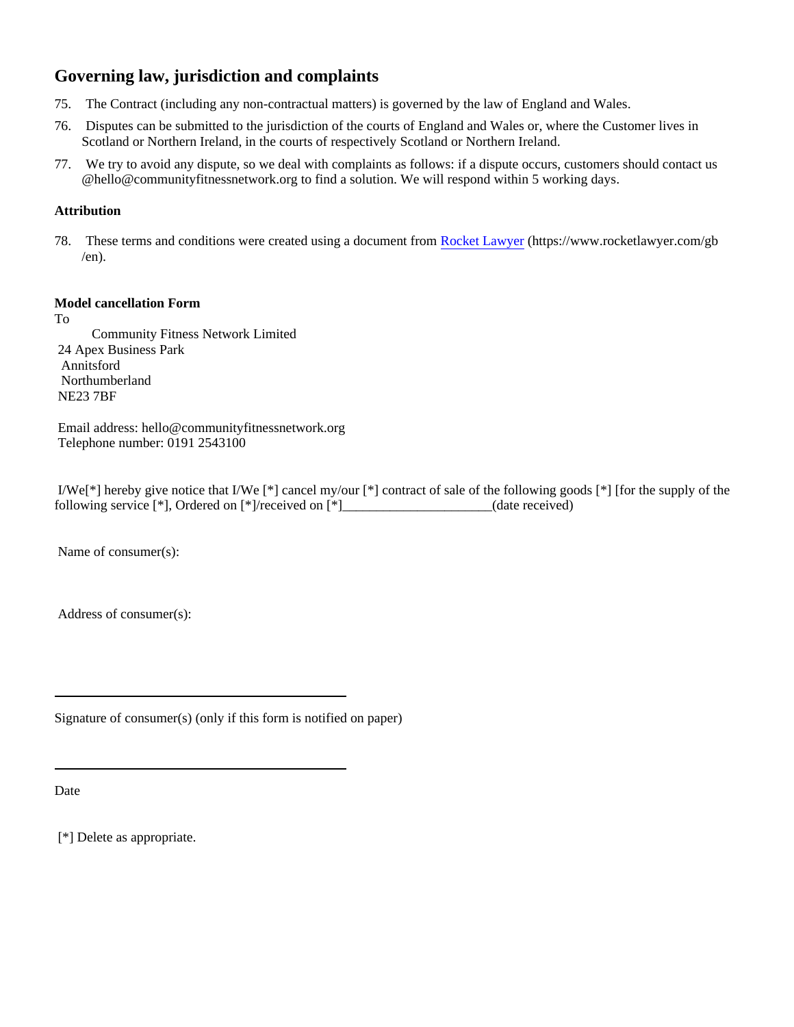## Governing law, jurisdiction and complaints

75. The Contract (including any non-contractual matters) is governed by the law of England and Wales.
76. Disputes can be submitted to the jurisdiction of the courts of England and Wales or, where the Customer lives in Scotland or Northern Ireland, in the courts of respectively Scotland or Northern Ireland.
77. We try to avoid any dispute, so we deal with complaints as follows: if a dispute occurs, customers should contact us @hello@communityfitnessnetwork.org to find a solution. We will respond within 5 working days.

**Attribution**

78. These terms and conditions were created using a document from Rocket Lawyer (https://www.rocketlawyer.com/gb/en).

**Model cancellation Form**

To

Community Fitness Network Limited
24 Apex Business Park
Annitsford
Northumberland
NE23 7BF

Email address: hello@communityfitnessnetwork.org
Telephone number: 0191 2543100

I/We[*] hereby give notice that I/We [*] cancel my/our [*] contract of sale of the following goods [*] [for the supply of the following service [*], Ordered on [*]/received on [*]______________________(date received)

Name of consumer(s):

Address of consumer(s):

______________________________________

Signature of consumer(s) (only if this form is notified on paper)

______________________________________

Date

[*] Delete as appropriate.